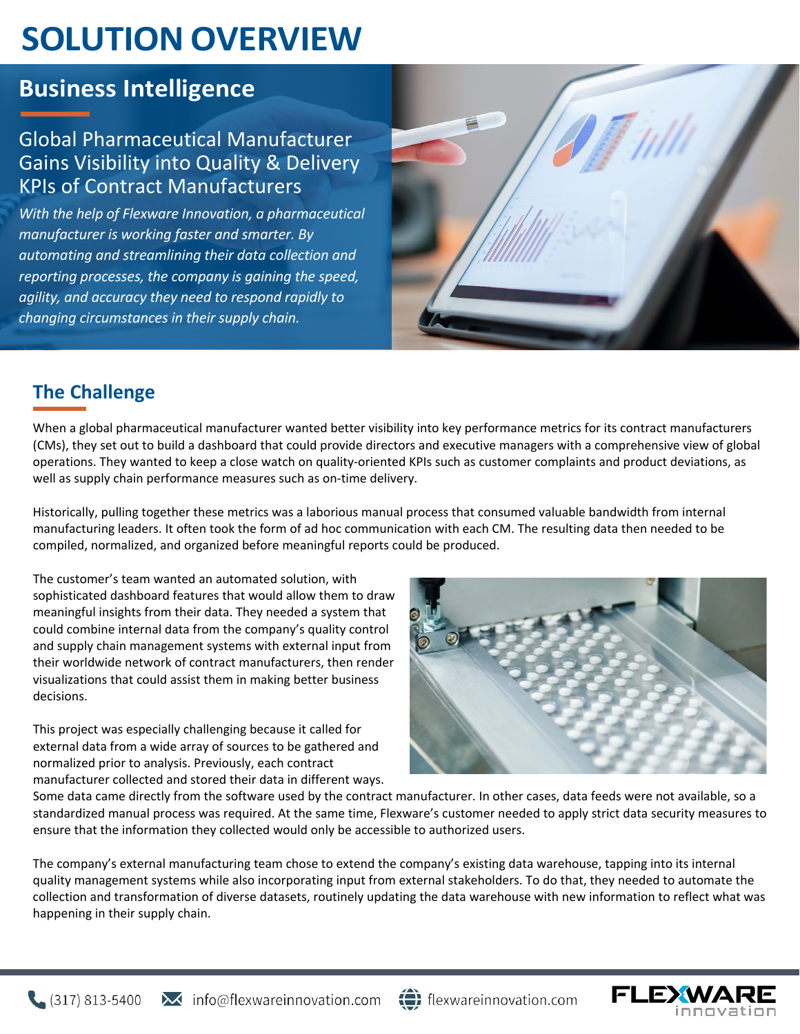# SOLUTION OVERVIEW

## Business Intelligence

### Global Pharmaceutical Manufacturer Gains Visibility into Quality & Delivery KPIs of Contract Manufacturers

*With the help of Flexware Innovation, a pharmaceutical manufacturer is working faster and smarter. By automating and streamlining their data collection and reporting processes, the company is gaining the speed, agility, and accuracy they need to respond rapidly to changing circumstances in their supply chain.*

## The Challenge

When a global pharmaceutical manufacturer wanted better visibility into key performance metrics for its contract manufacturers (CMs), they set out to build a dashboard that could provide directors and executive managers with a comprehensive view of global operations. They wanted to keep a close watch on quality-oriented KPIs such as customer complaints and product deviations, as well as supply chain performance measures such as on-time delivery.

Historically, pulling together these metrics was a laborious manual process that consumed valuable bandwidth from internal manufacturing leaders. It often took the form of ad hoc communication with each CM. The resulting data then needed to be compiled, normalized, and organized before meaningful reports could be produced.

The customer's team wanted an automated solution, with sophisticated dashboard features that would allow them to draw meaningful insights from their data. They needed a system that could combine internal data from the company's quality control and supply chain management systems with external input from their worldwide network of contract manufacturers, then render visualizations that could assist them in making better business decisions.

This project was especially challenging because it called for external data from a wide array of sources to be gathered and normalized prior to analysis. Previously, each contract manufacturer collected and stored their data in different ways. Some data came directly from the software used by the contract manufacturer. In other cases, data feeds were not available, so a standardized manual process was required. At the same time, Flexware's customer needed to apply strict data security measures to ensure that the information they collected would only be accessible to authorized users.

The company's external manufacturing team chose to extend the company's existing data warehouse, tapping into its internal quality management systems while also incorporating input from external stakeholders. To do that, they needed to automate the collection and transformation of diverse datasets, routinely updating the data warehouse with new information to reflect what was happening in their supply chain.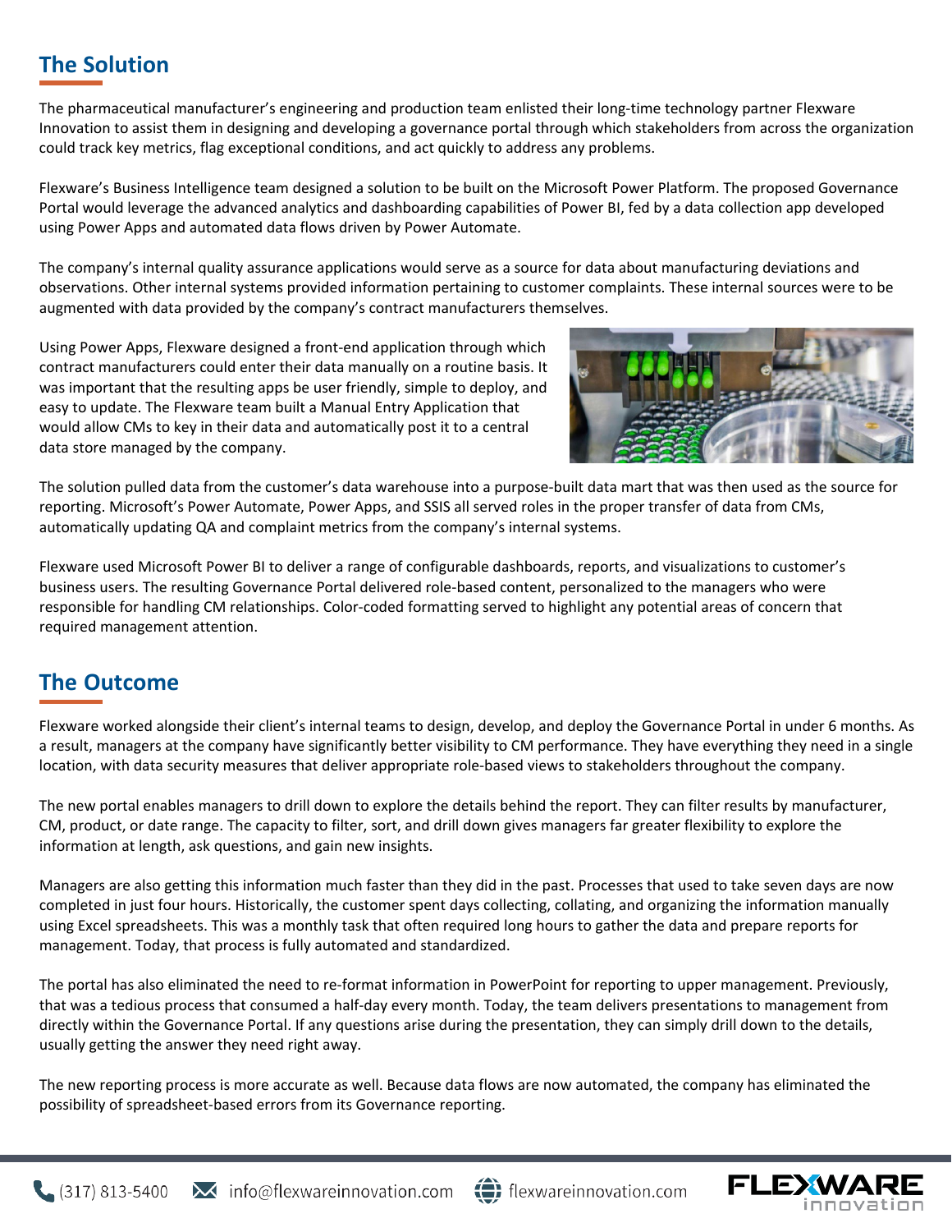## The Solution

The pharmaceutical manufacturer's engineering and production team enlisted their long-time technology partner Flexware Innovation to assist them in designing and developing a governance portal through which stakeholders from across the organization could track key metrics, flag exceptional conditions, and act quickly to address any problems.

Flexware's Business Intelligence team designed a solution to be built on the Microsoft Power Platform. The proposed Governance Portal would leverage the advanced analytics and dashboarding capabilities of Power BI, fed by a data collection app developed using Power Apps and automated data flows driven by Power Automate.

The company's internal quality assurance applications would serve as a source for data about manufacturing deviations and observations. Other internal systems provided information pertaining to customer complaints. These internal sources were to be augmented with data provided by the company's contract manufacturers themselves.

Using Power Apps, Flexware designed a front-end application through which contract manufacturers could enter their data manually on a routine basis. It was important that the resulting apps be user friendly, simple to deploy, and easy to update. The Flexware team built a Manual Entry Application that would allow CMs to key in their data and automatically post it to a central data store managed by the company.

The solution pulled data from the customer's data warehouse into a purpose-built data mart that was then used as the source for reporting. Microsoft's Power Automate, Power Apps, and SSIS all served roles in the proper transfer of data from CMs, automatically updating QA and complaint metrics from the company's internal systems.

Flexware used Microsoft Power BI to deliver a range of configurable dashboards, reports, and visualizations to customer's business users. The resulting Governance Portal delivered role-based content, personalized to the managers who were responsible for handling CM relationships. Color-coded formatting served to highlight any potential areas of concern that required management attention.

## The Outcome

Flexware worked alongside their client's internal teams to design, develop, and deploy the Governance Portal in under 6 months. As a result, managers at the company have significantly better visibility to CM performance. They have everything they need in a single location, with data security measures that deliver appropriate role-based views to stakeholders throughout the company.

The new portal enables managers to drill down to explore the details behind the report. They can filter results by manufacturer, CM, product, or date range. The capacity to filter, sort, and drill down gives managers far greater flexibility to explore the information at length, ask questions, and gain new insights.

Managers are also getting this information much faster than they did in the past. Processes that used to take seven days are now completed in just four hours. Historically, the customer spent days collecting, collating, and organizing the information manually using Excel spreadsheets. This was a monthly task that often required long hours to gather the data and prepare reports for management. Today, that process is fully automated and standardized.

The portal has also eliminated the need to re-format information in PowerPoint for reporting to upper management. Previously, that was a tedious process that consumed a half-day every month. Today, the team delivers presentations to management from directly within the Governance Portal. If any questions arise during the presentation, they can simply drill down to the details, usually getting the answer they need right away.

The new reporting process is more accurate as well. Because data flows are now automated, the company has eliminated the possibility of spreadsheet-based errors from its Governance reporting.